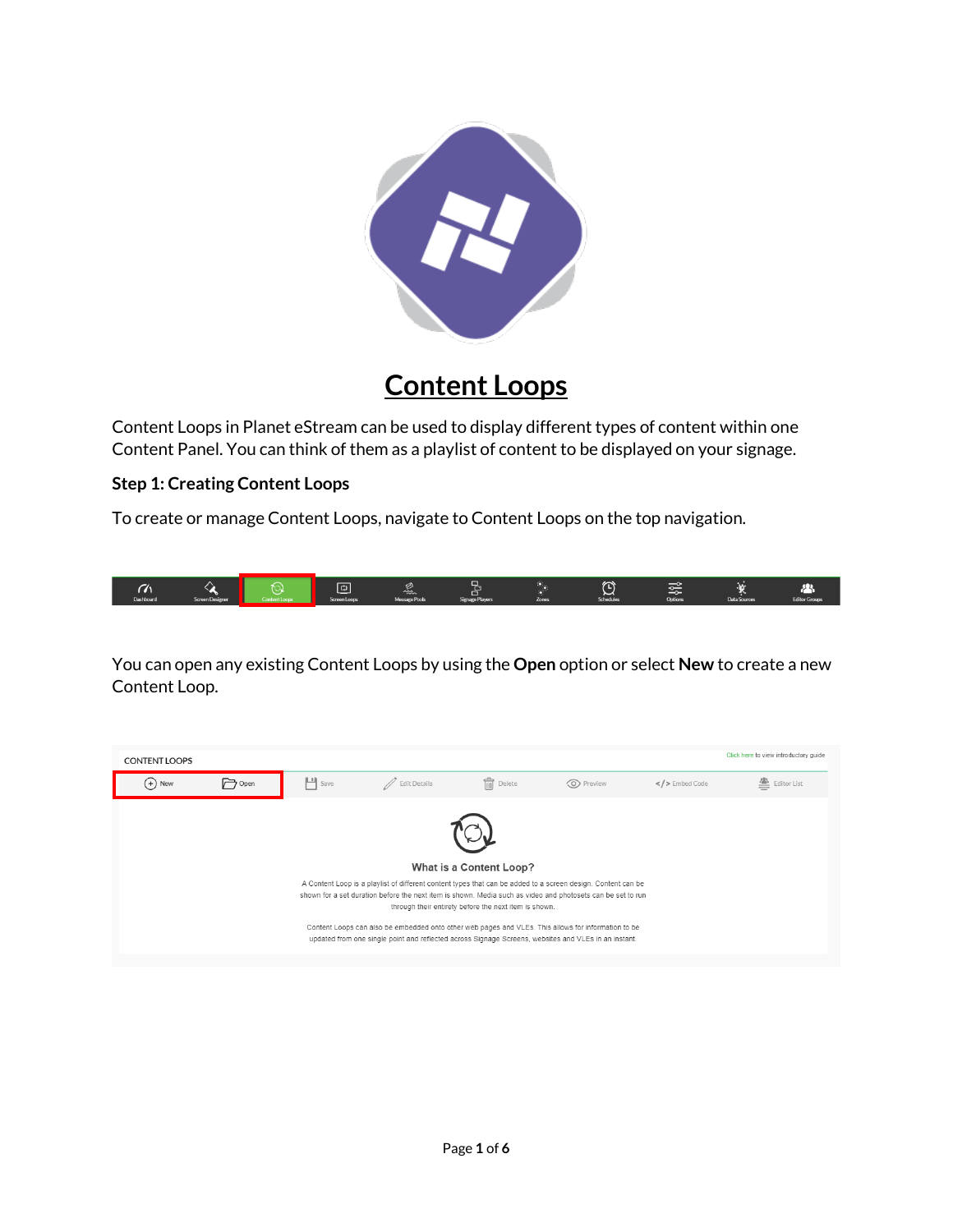# Content Loops

Content Loops in Planet eStream can be used to display different types of content within one Content Panel. You can think of them as a playlist of content to be displayed on your signage.

**Step 1: Creating Content Loops**

To create or manage Content Loops, navigate to Content Loops on the top navigation.

You can open any existing Content Loops by using the **Open** option or select **New** to create a new Content Loop.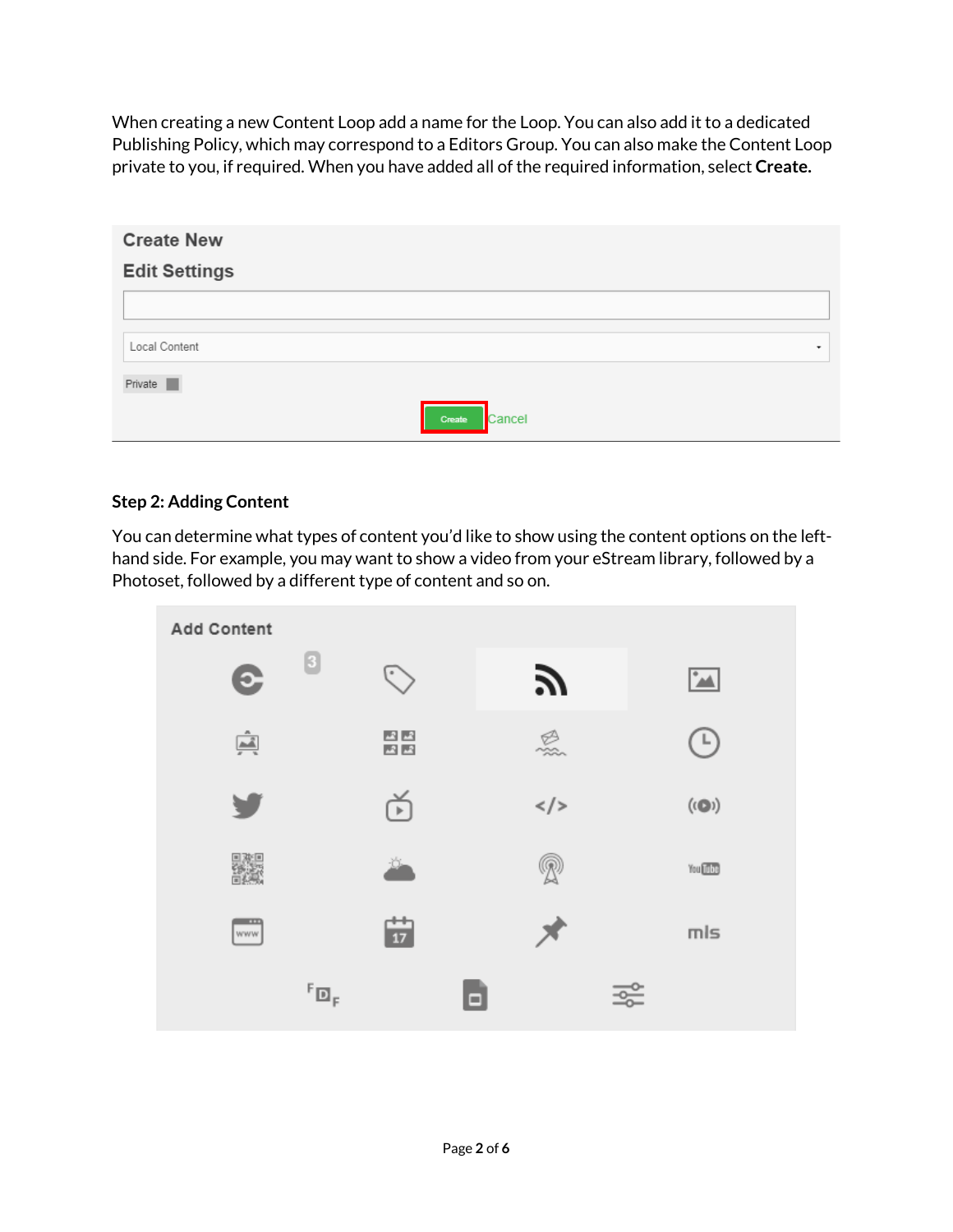When creating a new Content Loop add a name for the Loop. You can also add it to a dedicated Publishing Policy, which may correspond to a Editors Group. You can also make the Content Loop private to you, if required. When you have added all of the required information, select **Create.**

**Step 2: Adding Content**

You can determine what types of content you'd like to show using the content options on the left-hand side. For example, you may want to show a video from your eStream library, followed by a Photoset, followed by a different type of content and so on.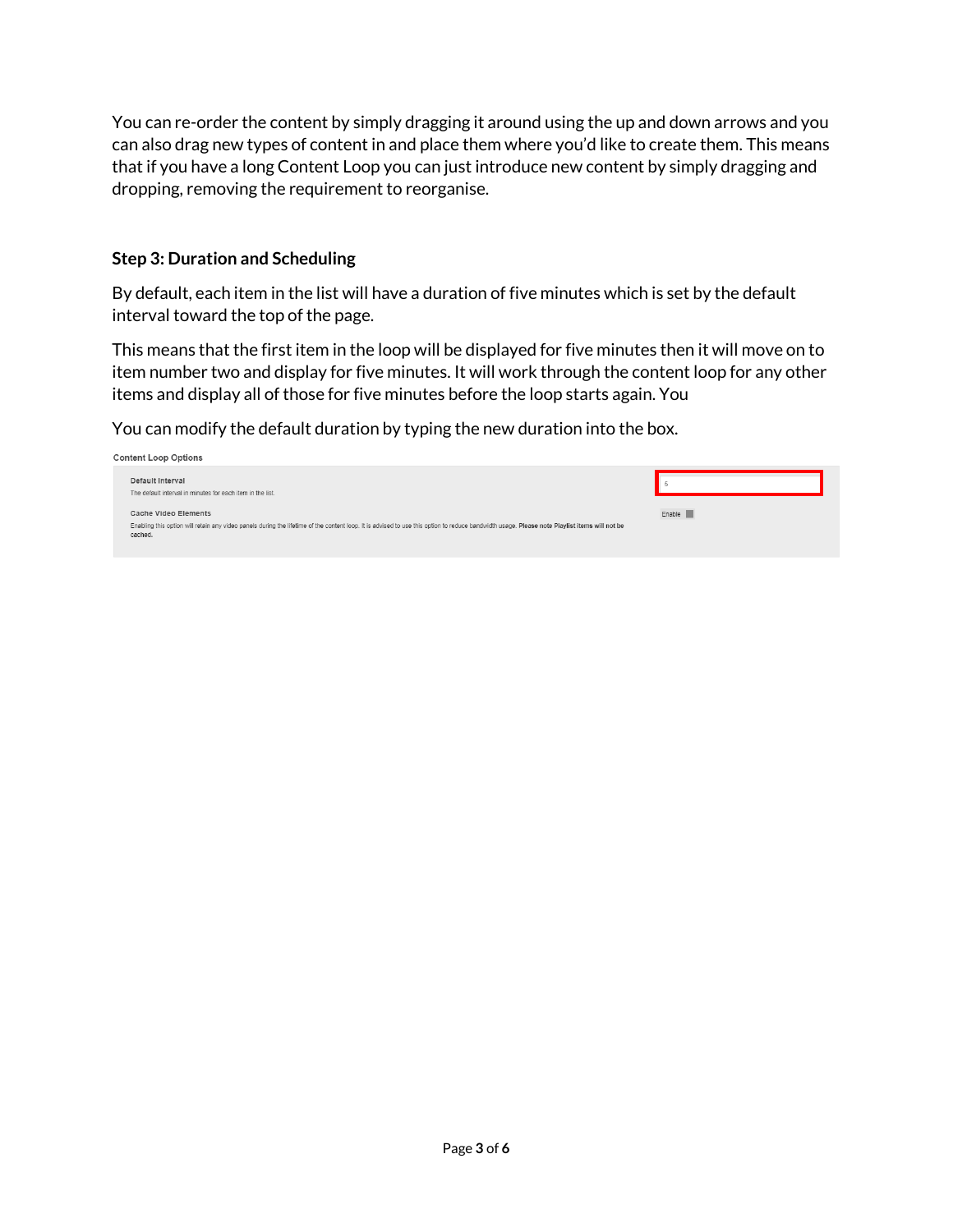You can re-order the content by simply dragging it around using the up and down arrows and you can also drag new types of content in and place them where you'd like to create them. This means that if you have a long Content Loop you can just introduce new content by simply dragging and dropping, removing the requirement to reorganise.

**Step 3: Duration and Scheduling**

By default, each item in the list will have a duration of five minutes which is set by the default interval toward the top of the page.

This means that the first item in the loop will be displayed for five minutes then it will move on to item number two and display for five minutes. It will work through the content loop for any other items and display all of those for five minutes before the loop starts again. You

You can modify the default duration by typing the new duration into the box.

**Content Loop Options**

**Default Interval**
The default interval in minutes for each item in the list.

5

**Cache Video Elements**
Enabling this option will retain any video panels during the lifetime of the content loop. It is advised to use this option to reduce bandwidth usage. **Please note Playlist items will not be cached.**

Enable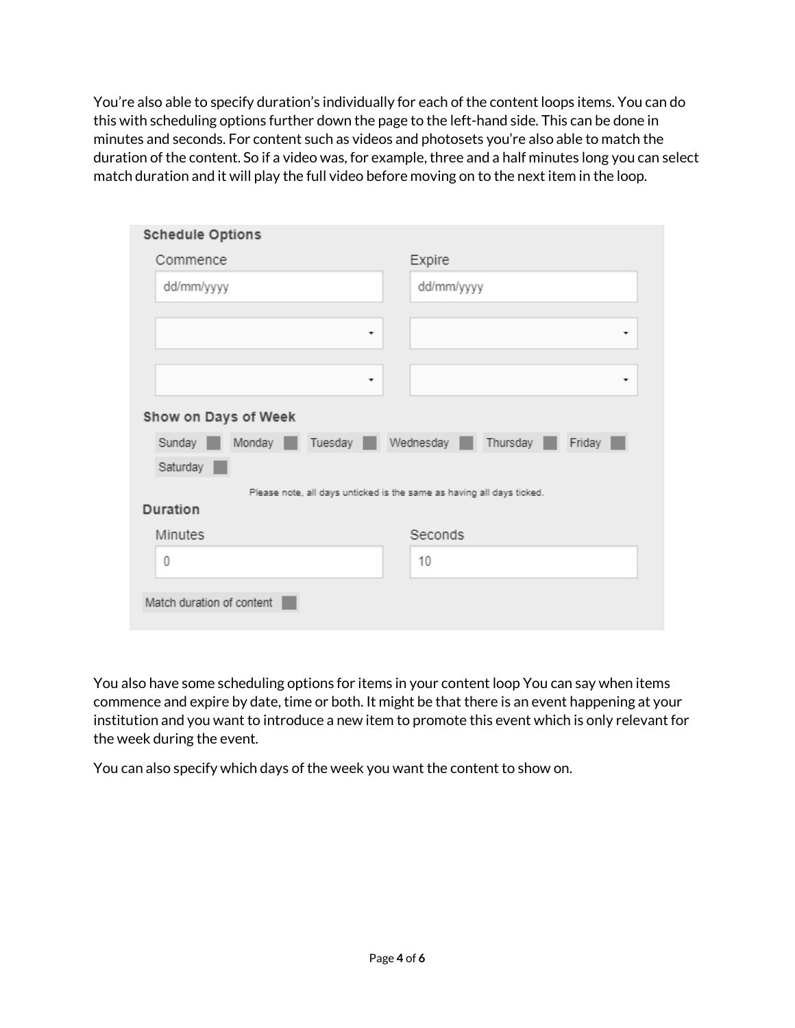You're also able to specify duration's individually for each of the content loops items. You can do this with scheduling options further down the page to the left-hand side. This can be done in minutes and seconds. For content such as videos and photosets you're also able to match the duration of the content. So if a video was, for example, three and a half minutes long you can select match duration and it will play the full video before moving on to the next item in the loop.

**Schedule Options**

| Commence | Expire |
| --- | --- |
| dd/mm/yyyy | dd/mm/yyyy |

**Show on Days of Week**

Sunday ☐ Monday ☐ Tuesday ☐ Wednesday ☐ Thursday ☐ Friday ☐ Saturday ☐

Please note, all days unticked is the same as having all days ticked.

**Duration**

| Minutes | Seconds |
| --- | --- |
| 0 | 10 |

Match duration of content ☐

You also have some scheduling options for items in your content loop You can say when items commence and expire by date, time or both. It might be that there is an event happening at your institution and you want to introduce a new item to promote this event which is only relevant for the week during the event.

You can also specify which days of the week you want the content to show on.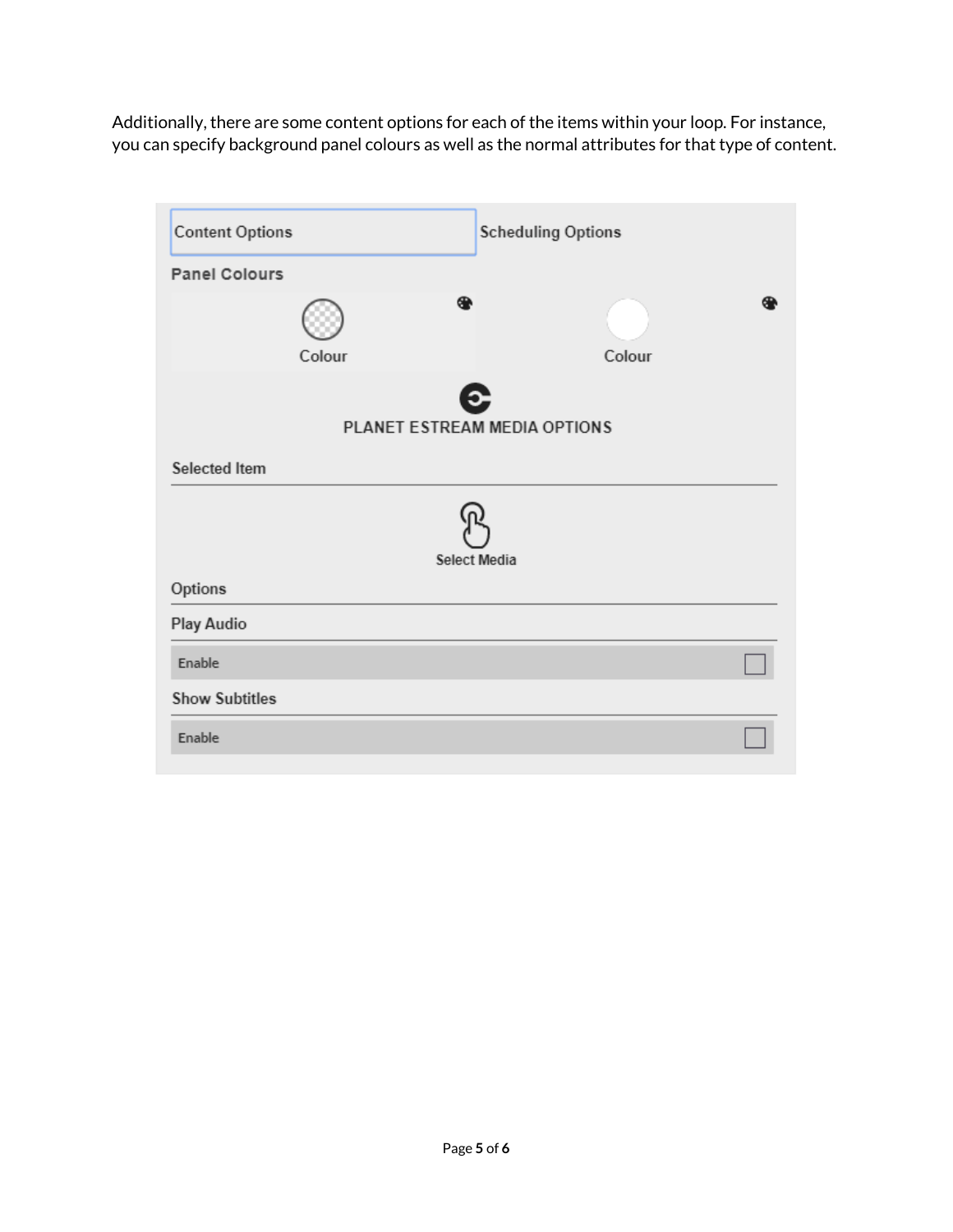Additionally, there are some content options for each of the items within your loop. For instance, you can specify background panel colours as well as the normal attributes for that type of content.

Content Options | Scheduling Options

Panel Colours

Colour | Colour

PLANET ESTREAM MEDIA OPTIONS

Selected Item

Select Media

Options

Play Audio

Enable

Show Subtitles

Enable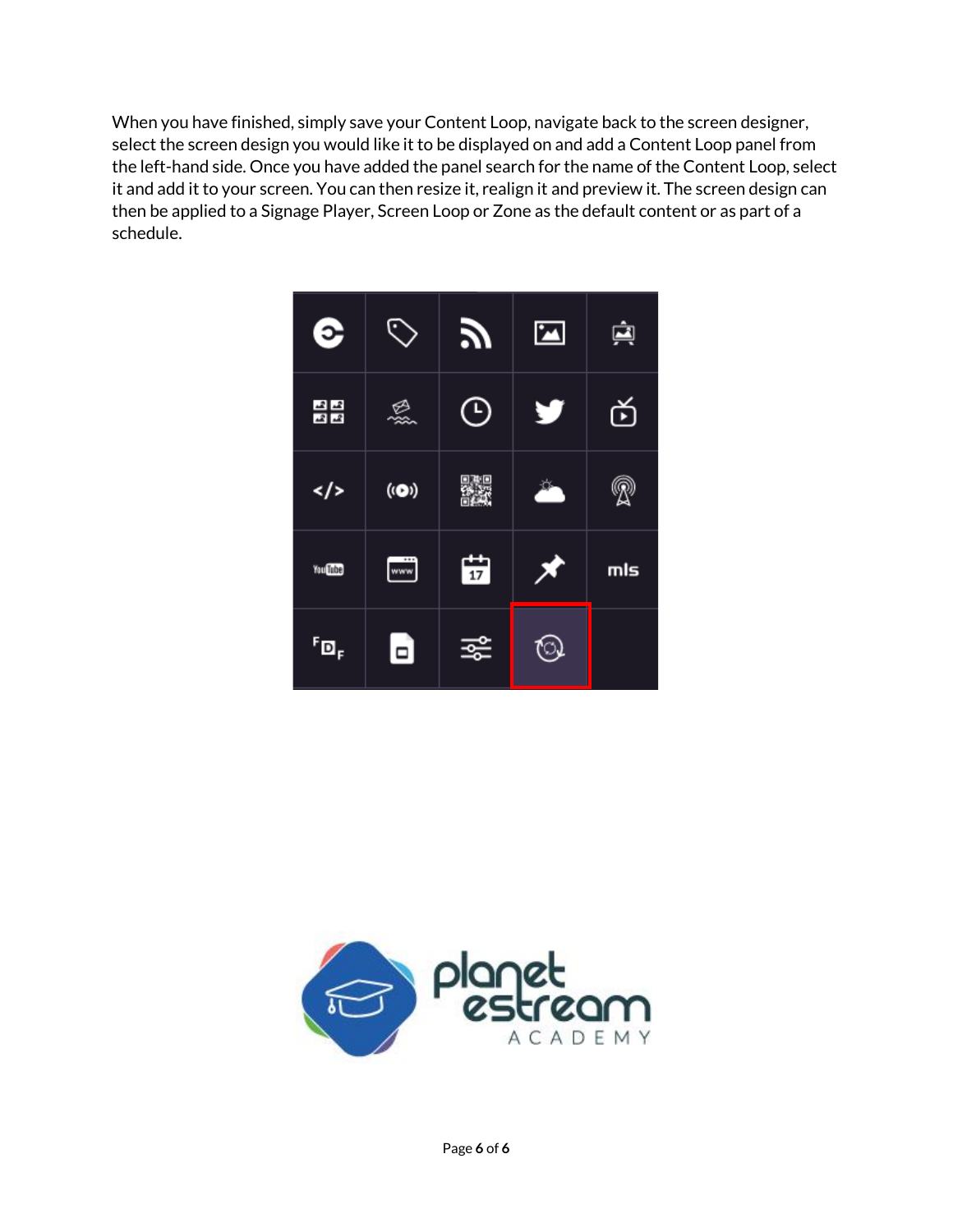When you have finished, simply save your Content Loop, navigate back to the screen designer, select the screen design you would like it to be displayed on and add a Content Loop panel from the left-hand side. Once you have added the panel search for the name of the Content Loop, select it and add it to your screen. You can then resize it, realign it and preview it. The screen design can then be applied to a Signage Player, Screen Loop or Zone as the default content or as part of a schedule.